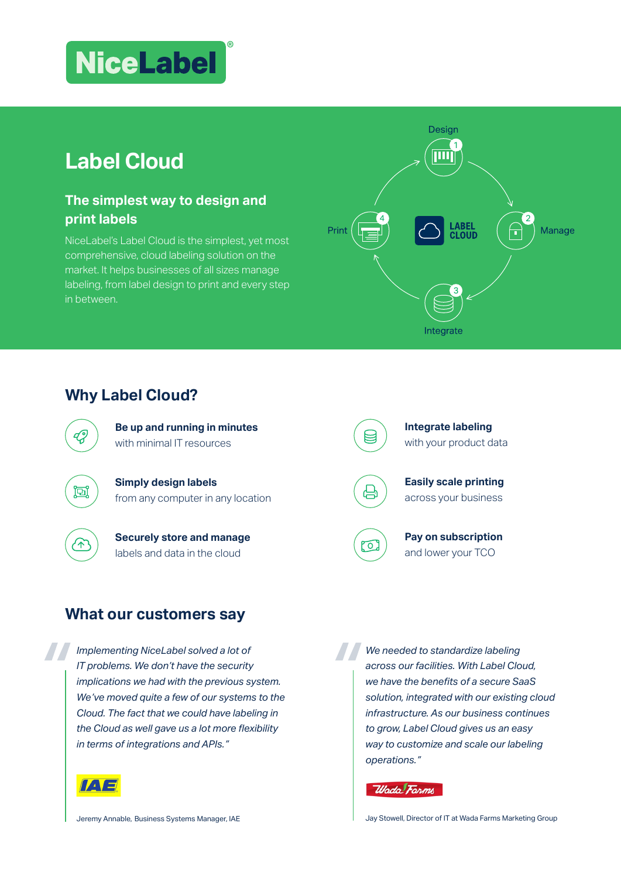# NiceLabel®

## Label Cloud

### The simplest way to design and print labels

NiceLabel's Label Cloud is the simplest, yet most comprehensive, cloud labeling solution on the market. It helps businesses of all sizes manage labeling, from label design to print and every step in between.

LABEL CLOUD

1. Design
2. Manage
3. Integrate
4. Print

## Why Label Cloud?

**Be up and running in minutes**
with minimal IT resources

**Simply design labels**
from any computer in any location

**Securely store and manage**
labels and data in the cloud

**Integrate labeling**
with your product data

**Easily scale printing**
across your business

**Pay on subscription**
and lower your TCO

## What our customers say

*Implementing NiceLabel solved a lot of IT problems. We don't have the security implications we had with the previous system. We've moved quite a few of our systems to the Cloud. The fact that we could have labeling in the Cloud as well gave us a lot more flexibility in terms of integrations and APIs."*

IAE

Jeremy Annable, Business Systems Manager, IAE

*We needed to standardize labeling across our facilities. With Label Cloud, we have the benefits of a secure SaaS solution, integrated with our existing cloud infrastructure. As our business continues to grow, Label Cloud gives us an easy way to customize and scale our labeling operations."*

Wada Farms

Jay Stowell, Director of IT at Wada Farms Marketing Group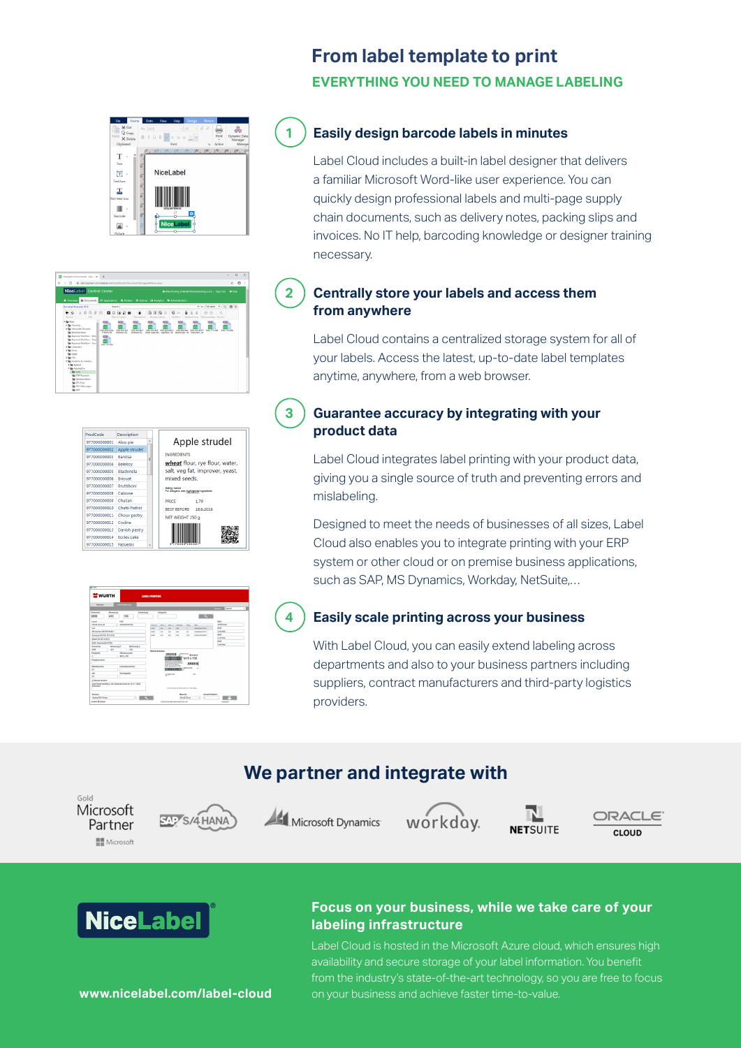## From label template to print

### EVERYTHING YOU NEED TO MANAGE LABELING

### 1 Easily design barcode labels in minutes

Label Cloud includes a built-in label designer that delivers a familiar Microsoft Word-like user experience. You can quickly design professional labels and multi-page supply chain documents, such as delivery notes, packing slips and invoices. No IT help, barcoding knowledge or designer training necessary.

### 2 Centrally store your labels and access them from anywhere

Label Cloud contains a centralized storage system for all of your labels. Access the latest, up-to-date label templates anytime, anywhere, from a web browser.

### 3 Guarantee accuracy by integrating with your product data

Label Cloud integrates label printing with your product data, giving you a single source of truth and preventing errors and mislabeling.

Designed to meet the needs of businesses of all sizes, Label Cloud also enables you to integrate printing with your ERP system or other cloud or on premise business applications, such as SAP, MS Dynamics, Workday, NetSuite,…

### 4 Easily scale printing across your business

With Label Cloud, you can easily extend labeling across departments and also to your business partners including suppliers, contract manufacturers and third-party logistics providers.

## We partner and integrate with

Gold Microsoft Partner · SAP S/4HANA · Microsoft Dynamics · workday · NETSUITE · ORACLE CLOUD

NiceLabel

www.nicelabel.com/label-cloud

### Focus on your business, while we take care of your labeling infrastructure

Label Cloud is hosted in the Microsoft Azure cloud, which ensures high availability and secure storage of your label information. You benefit from the industry's state-of-the-art technology, so you are free to focus on your business and achieve faster time-to-value.